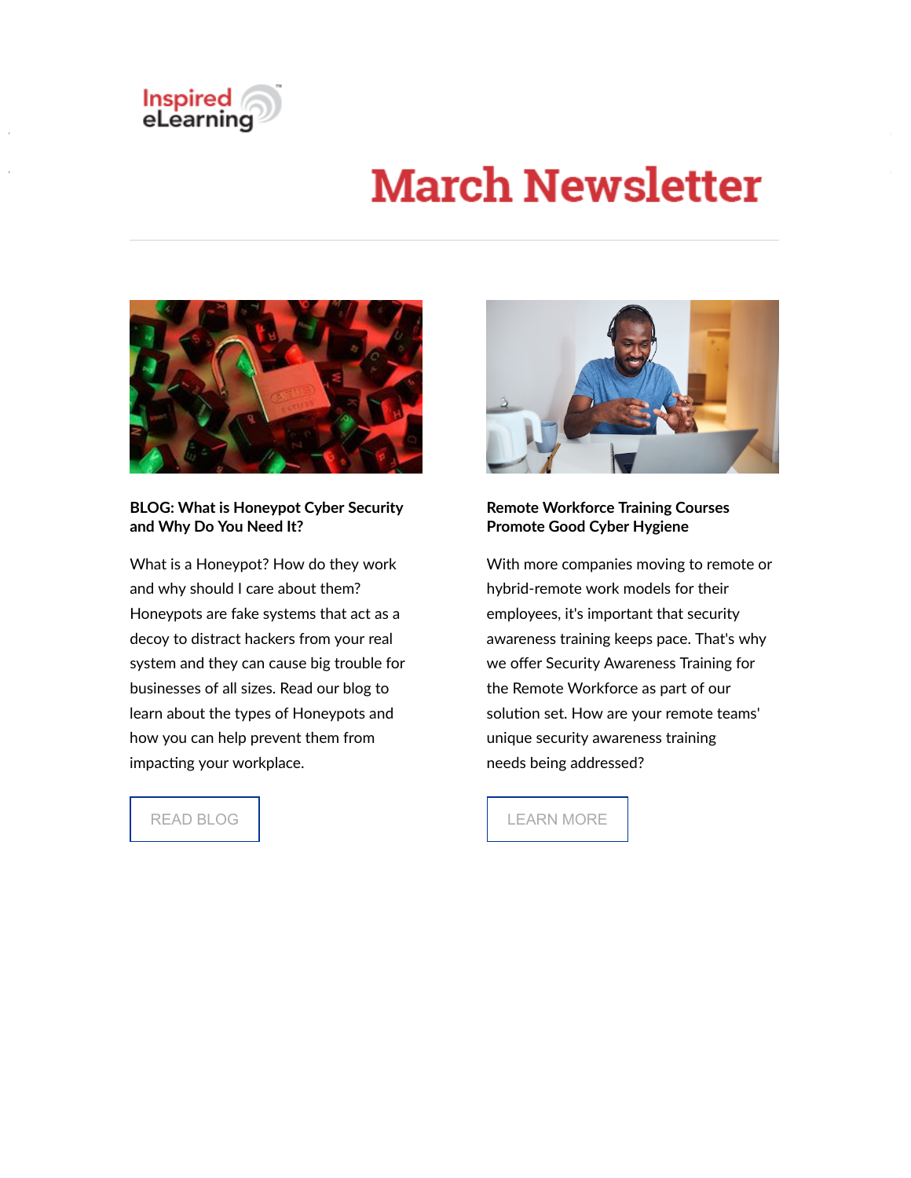Inspired eLearning

# March Newsletter

### BLOG: What is Honeypot Cyber Security and Why Do You Need It?

What is a Honeypot? How do they work and why should I care about them? Honeypots are fake systems that act as a decoy to distract hackers from your real system and they can cause big trouble for businesses of all sizes. Read our blog to learn about the types of Honeypots and how you can help prevent them from impacting your workplace.

READ BLOG

### Remote Workforce Training Courses Promote Good Cyber Hygiene

With more companies moving to remote or hybrid-remote work models for their employees, it's important that security awareness training keeps pace. That's why we offer Security Awareness Training for the Remote Workforce as part of our solution set. How are your remote teams' unique security awareness training needs being addressed?

LEARN MORE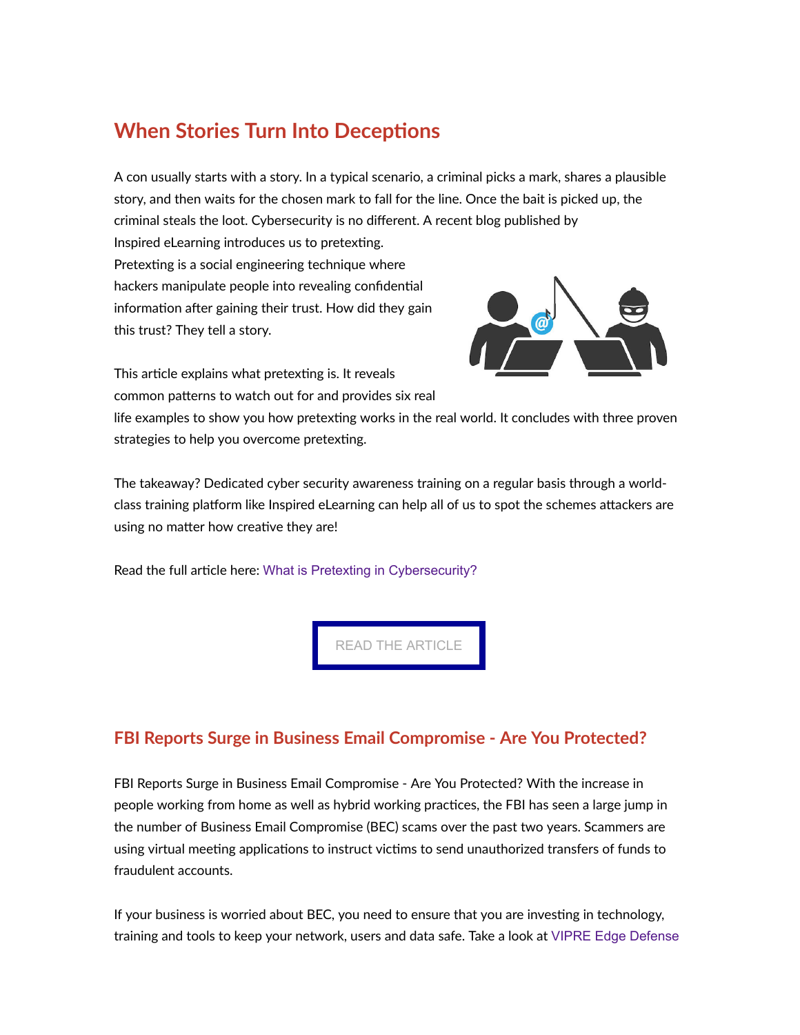## When Stories Turn Into Deceptions

A con usually starts with a story. In a typical scenario, a criminal picks a mark, shares a plausible story, and then waits for the chosen mark to fall for the line. Once the bait is picked up, the criminal steals the loot. Cybersecurity is no different. A recent blog published by Inspired eLearning introduces us to pretexting. Pretexting is a social engineering technique where hackers manipulate people into revealing confidential information after gaining their trust. How did they gain this trust? They tell a story.

This article explains what pretexting is. It reveals common patterns to watch out for and provides six real life examples to show you how pretexting works in the real world. It concludes with three proven strategies to help you overcome pretexting.

The takeaway? Dedicated cyber security awareness training on a regular basis through a world-class training platform like Inspired eLearning can help all of us to spot the schemes attackers are using no matter how creative they are!

Read the full article here: [What is Pretexting in Cybersecurity?]

READ THE ARTICLE

## FBI Reports Surge in Business Email Compromise - Are You Protected?

FBI Reports Surge in Business Email Compromise - Are You Protected? With the increase in people working from home as well as hybrid working practices, the FBI has seen a large jump in the number of Business Email Compromise (BEC) scams over the past two years. Scammers are using virtual meeting applications to instruct victims to send unauthorized transfers of funds to fraudulent accounts.

If your business is worried about BEC, you need to ensure that you are investing in technology, training and tools to keep your network, users and data safe. Take a look at VIPRE Edge Defense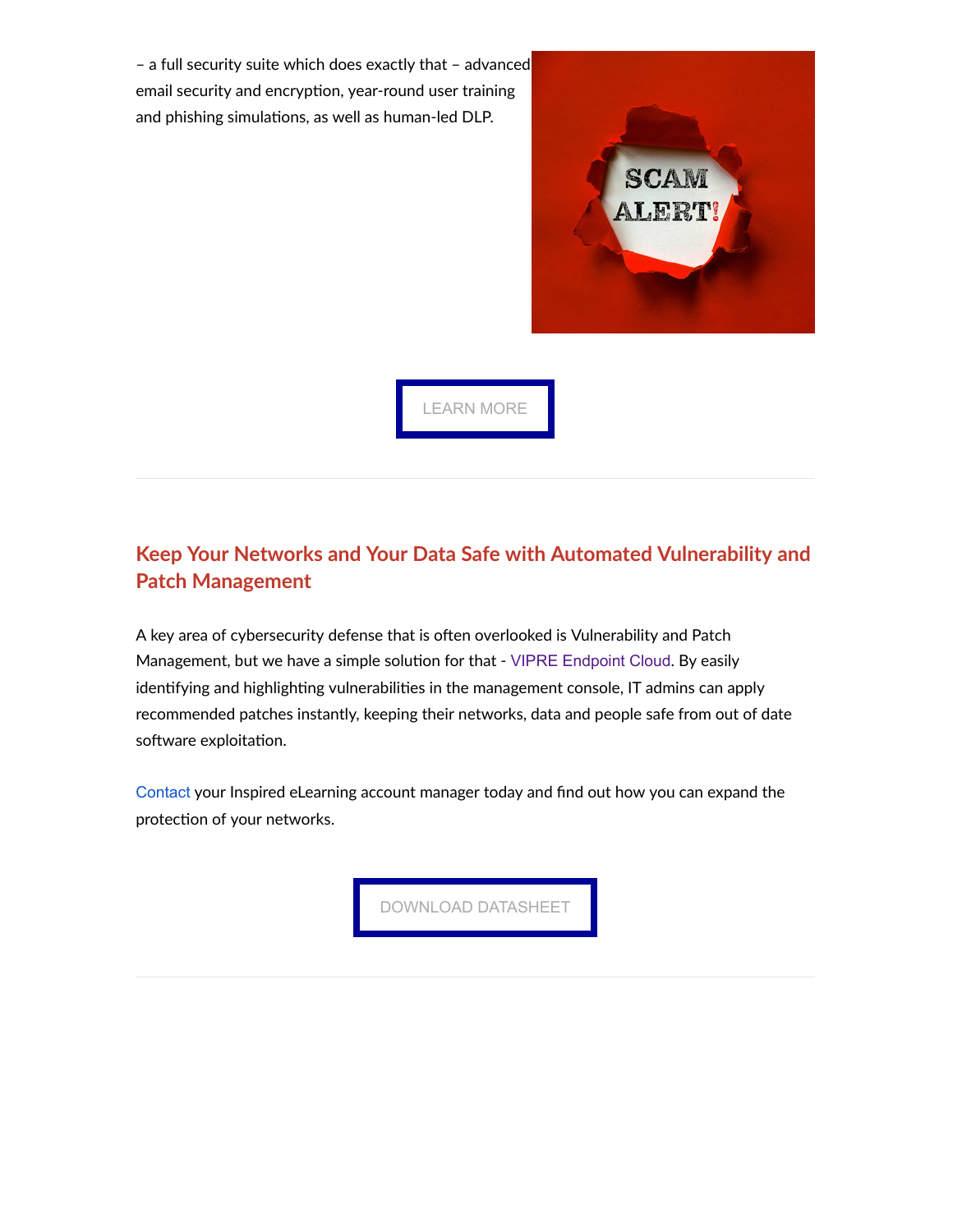– a full security suite which does exactly that – advanced email security and encryption, year-round user training and phishing simulations, as well as human-led DLP.

LEARN MORE

---

## Keep Your Networks and Your Data Safe with Automated Vulnerability and Patch Management

A key area of cybersecurity defense that is often overlooked is Vulnerability and Patch Management, but we have a simple solution for that - VIPRE Endpoint Cloud. By easily identifying and highlighting vulnerabilities in the management console, IT admins can apply recommended patches instantly, keeping their networks, data and people safe from out of date software exploitation.

Contact your Inspired eLearning account manager today and find out how you can expand the protection of your networks.

DOWNLOAD DATASHEET

---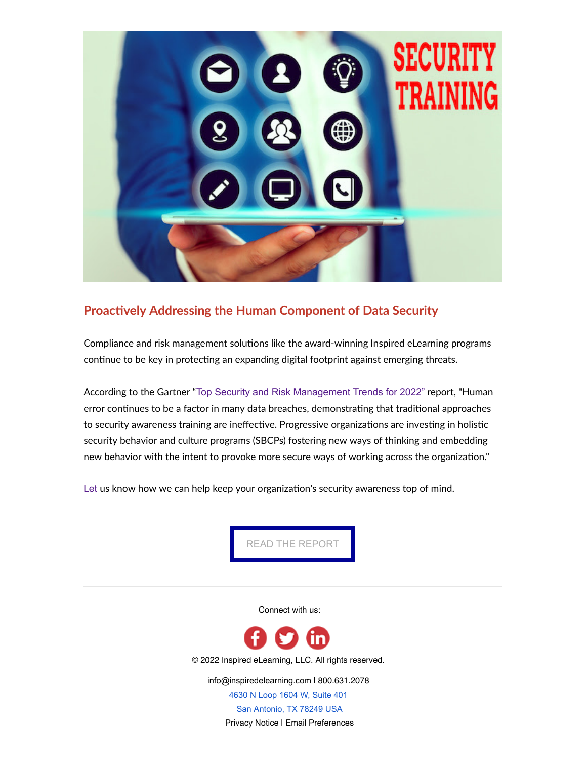## Proactively Addressing the Human Component of Data Security

Compliance and risk management solutions like the award-winning Inspired eLearning programs continue to be key in protecting an expanding digital footprint against emerging threats.

According to the Gartner "Top Security and Risk Management Trends for 2022" report, "Human error continues to be a factor in many data breaches, demonstrating that traditional approaches to security awareness training are ineffective. Progressive organizations are investing in holistic security behavior and culture programs (SBCPs) fostering new ways of thinking and embedding new behavior with the intent to provoke more secure ways of working across the organization."

Let us know how we can help keep your organization's security awareness top of mind.

READ THE REPORT

---

Connect with us:

© 2022 Inspired eLearning, LLC. All rights reserved.

info@inspiredelearning.com | 800.631.2078
4630 N Loop 1604 W, Suite 401
San Antonio, TX 78249 USA
Privacy Notice | Email Preferences